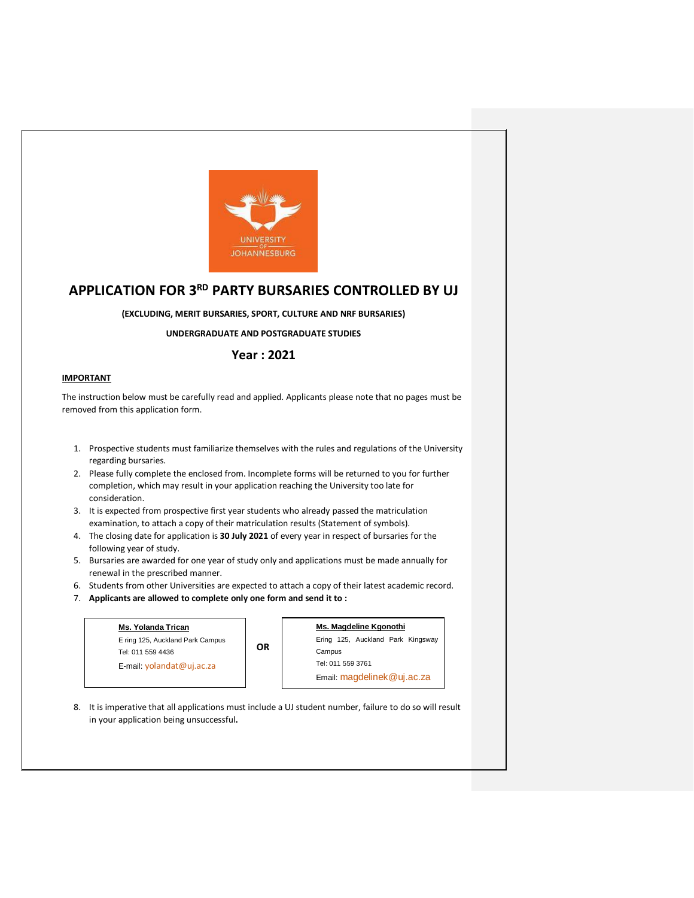# APPLICATION FOR 3RD PARTY BURSARIES CONTROLLED BY UJ

**(EXCLUDING, MERIT BURSARIES, SPORT, CULTURE AND NRF BURSARIES)**

**UNDERGRADUATE AND POSTGRADUATE STUDIES**

## Year : 2021

**IMPORTANT**

The instruction below must be carefully read and applied. Applicants please note that no pages must be removed from this application form.

1. Prospective students must familiarize themselves with the rules and regulations of the University regarding bursaries.
2. Please fully complete the enclosed from. Incomplete forms will be returned to you for further completion, which may result in your application reaching the University too late for consideration.
3. It is expected from prospective first year students who already passed the matriculation examination, to attach a copy of their matriculation results (Statement of symbols).
4. The closing date for application is **30 July 2021** of every year in respect of bursaries for the following year of study.
5. Bursaries are awarded for one year of study only and applications must be made annually for renewal in the prescribed manner.
6. Students from other Universities are expected to attach a copy of their latest academic record.
7. **Applicants are allowed to complete only one form and send it to :**

| **Ms. Yolanda Trican**<br>E ring 125, Auckland Park Campus<br>Tel: 011 559 4436<br>E-mail: yolandat@uj.ac.za | **OR** | **Ms. Magdeline Kgonothi**<br>Ering 125, Auckland Park Kingsway Campus<br>Tel: 011 559 3761<br>Email: magdelinek@uj.ac.za |
|---|---|---|

8. It is imperative that all applications must include a UJ student number, failure to do so will result in your application being unsuccessful.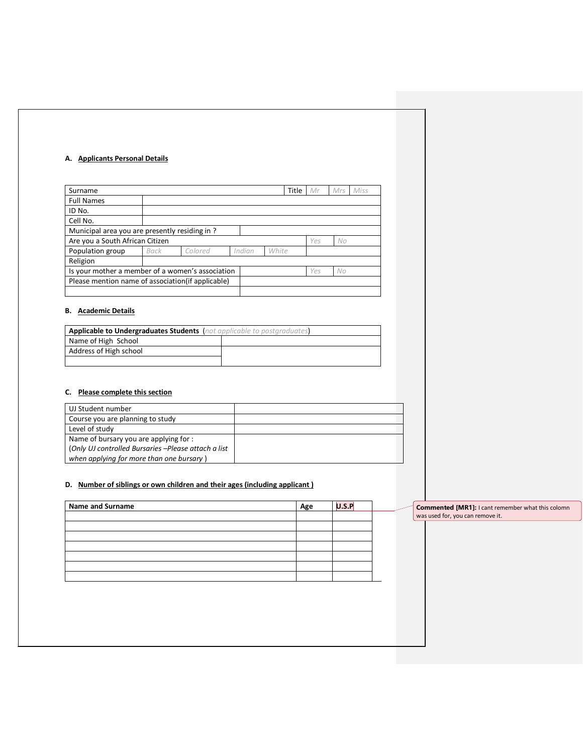## A. Applicants Personal Details

| Surname | | | | | Title | *Mr* | *Mrs* | *Miss* |
|---|---|---|---|---|---|---|---|---|
| Full Names | | | | | | | | |
| ID No. | | | | | | | | |
| Cell No. | | | | | | | | |
| Municipal area you are presently residing in ? | | | | | | | | |
| Are you a South African Citizen | | | | | | *Yes* | *No* | |
| Population group | *Back* | *Colored* | *Indian* | *White* | | | | |
| Religion | | | | | | | | |
| Is your mother a member of a women's association | | | | | | *Yes* | *No* | |
| Please mention name of association(if applicable) | | | | | | | | |
| | | | | | | | | |

## B. Academic Details

| **Applicable to Undergraduates Students** (*not applicable to postgraduates*) | |
|---|---|
| Name of High School | |
| Address of High school | |
| | |

## C. Please complete this section

| UJ Student number | |
|---|---|
| Course you are planning to study | |
| Level of study | |
| Name of bursary you are applying for :<br>(*Only UJ controlled Bursaries –Please attach a list when applying for more than one bursary* ) | |

## D. Number of siblings or own children and their ages (including applicant )

| **Name and Surname** | **Age** | **U.S.P** |
|---|---|---|
| | | |
| | | |
| | | |
| | | |
| | | |
| | | |
| | | |

**Commented [MR1]:** I cant remember what this colomn was used for, you can remove it.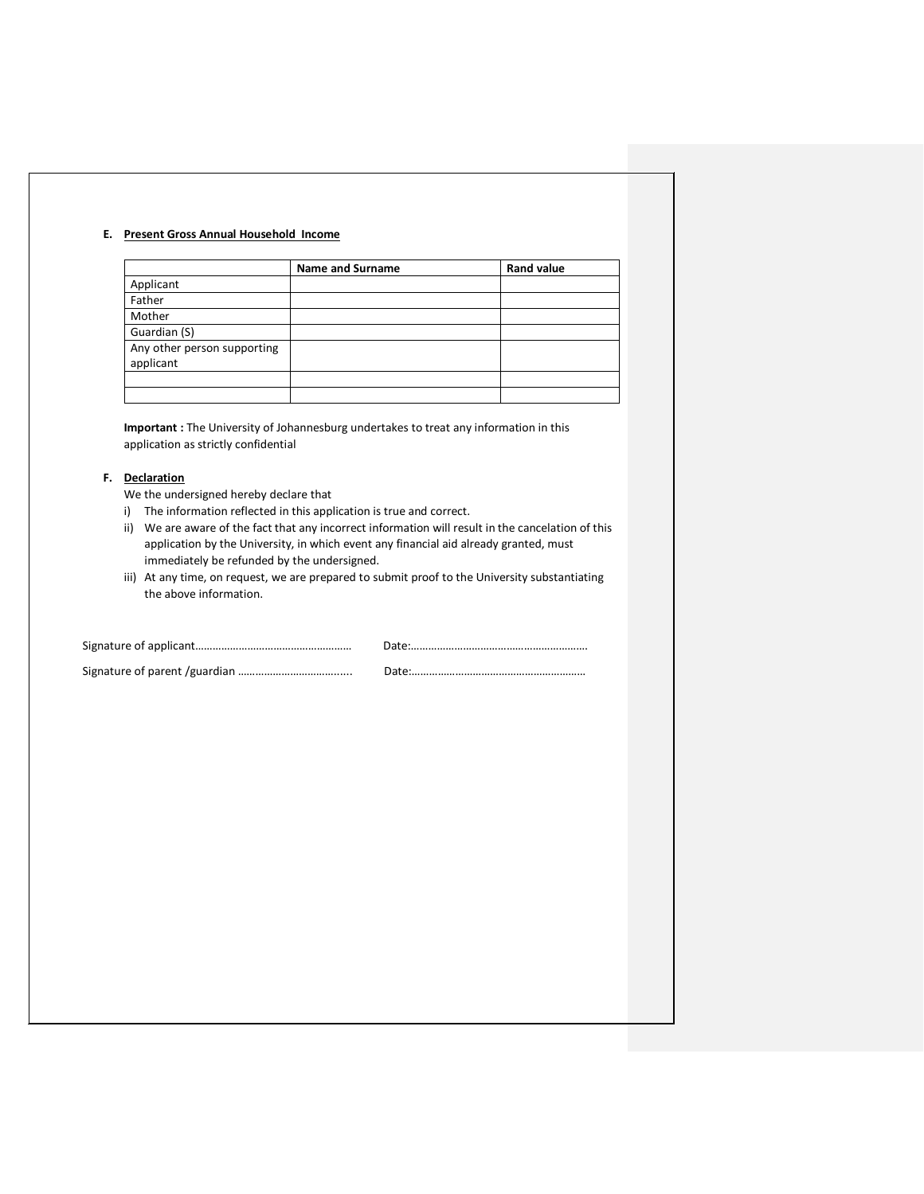**E. Present Gross Annual Household Income**

| | Name and Surname | Rand value |
|---|---|---|
| Applicant | | |
| Father | | |
| Mother | | |
| Guardian (S) | | |
| Any other person supporting applicant | | |
| | | |
| | | |

**Important :** The University of Johannesburg undertakes to treat any information in this application as strictly confidential

**F. Declaration**

We the undersigned hereby declare that

i) The information reflected in this application is true and correct.

ii) We are aware of the fact that any incorrect information will result in the cancelation of this application by the University, in which event any financial aid already granted, must immediately be refunded by the undersigned.

iii) At any time, on request, we are prepared to submit proof to the University substantiating the above information.

Signature of applicant……………………………………………… Date:……………………………………………………

Signature of parent /guardian ……………………………….. Date:……………………………………………………